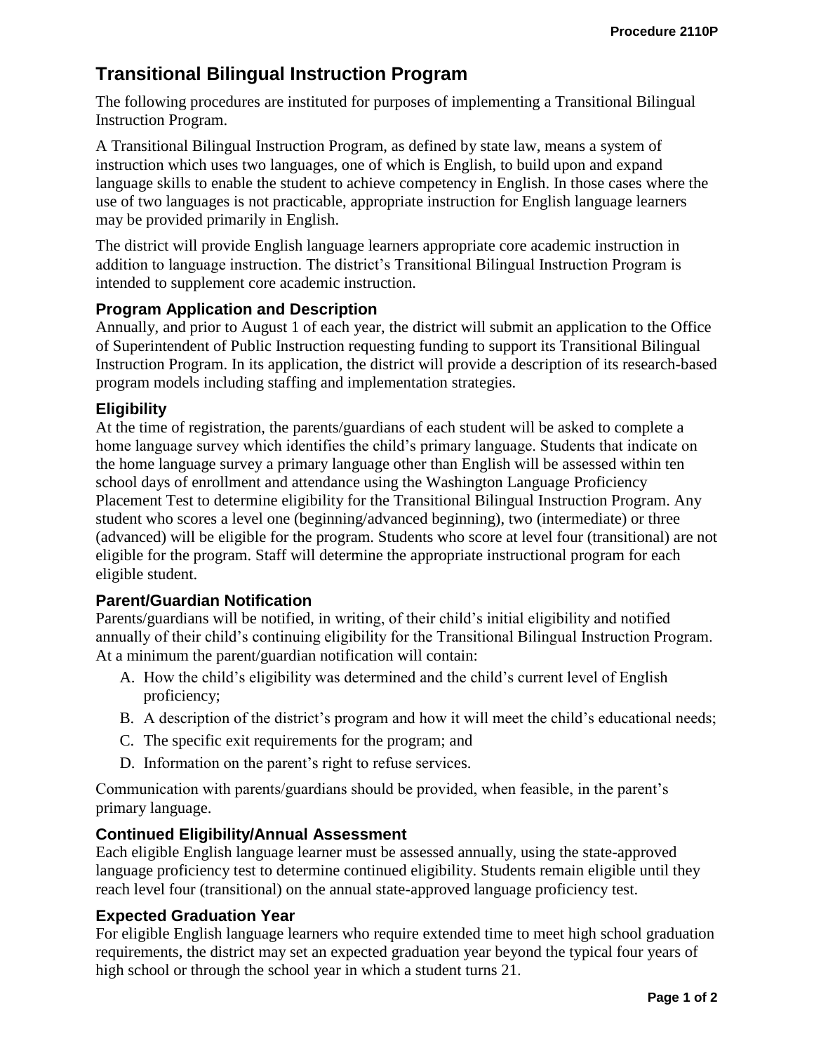# Transitional Bilingual Instruction Program

The following procedures are instituted for purposes of implementing a Transitional Bilingual Instruction Program.

A Transitional Bilingual Instruction Program, as defined by state law, means a system of instruction which uses two languages, one of which is English, to build upon and expand language skills to enable the student to achieve competency in English. In those cases where the use of two languages is not practicable, appropriate instruction for English language learners may be provided primarily in English.

The district will provide English language learners appropriate core academic instruction in addition to language instruction. The district's Transitional Bilingual Instruction Program is intended to supplement core academic instruction.

## Program Application and Description

Annually, and prior to August 1 of each year, the district will submit an application to the Office of Superintendent of Public Instruction requesting funding to support its Transitional Bilingual Instruction Program. In its application, the district will provide a description of its research-based program models including staffing and implementation strategies.

## Eligibility

At the time of registration, the parents/guardians of each student will be asked to complete a home language survey which identifies the child's primary language. Students that indicate on the home language survey a primary language other than English will be assessed within ten school days of enrollment and attendance using the Washington Language Proficiency Placement Test to determine eligibility for the Transitional Bilingual Instruction Program. Any student who scores a level one (beginning/advanced beginning), two (intermediate) or three (advanced) will be eligible for the program. Students who score at level four (transitional) are not eligible for the program. Staff will determine the appropriate instructional program for each eligible student.

## Parent/Guardian Notification

Parents/guardians will be notified, in writing, of their child's initial eligibility and notified annually of their child's continuing eligibility for the Transitional Bilingual Instruction Program. At a minimum the parent/guardian notification will contain:

A. How the child's eligibility was determined and the child's current level of English proficiency;

B. A description of the district's program and how it will meet the child's educational needs;

C. The specific exit requirements for the program; and

D. Information on the parent's right to refuse services.

Communication with parents/guardians should be provided, when feasible, in the parent's primary language.

## Continued Eligibility/Annual Assessment

Each eligible English language learner must be assessed annually, using the state-approved language proficiency test to determine continued eligibility. Students remain eligible until they reach level four (transitional) on the annual state-approved language proficiency test.

## Expected Graduation Year

For eligible English language learners who require extended time to meet high school graduation requirements, the district may set an expected graduation year beyond the typical four years of high school or through the school year in which a student turns 21.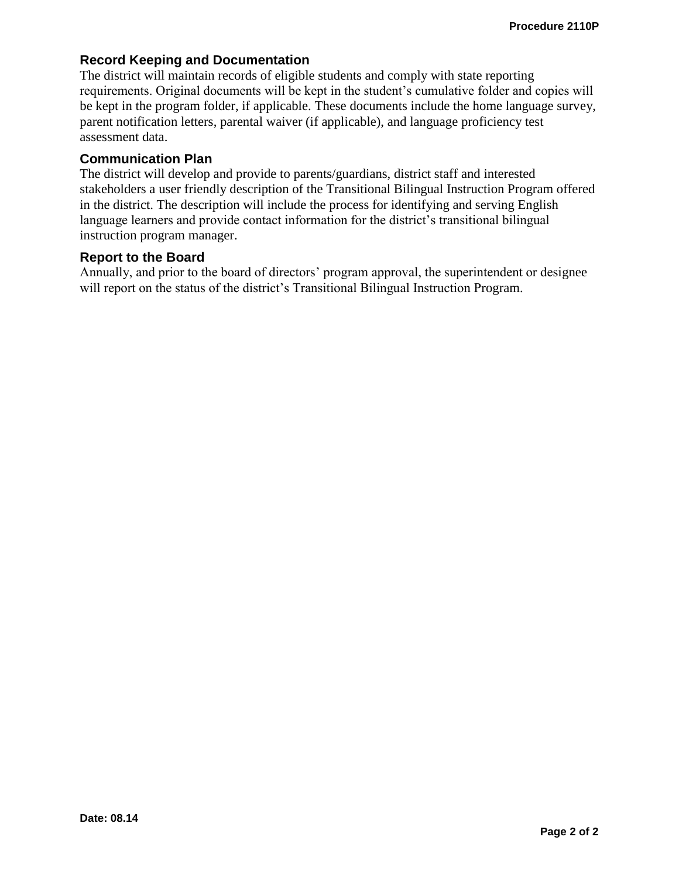## Record Keeping and Documentation

The district will maintain records of eligible students and comply with state reporting requirements. Original documents will be kept in the student's cumulative folder and copies will be kept in the program folder, if applicable. These documents include the home language survey, parent notification letters, parental waiver (if applicable), and language proficiency test assessment data.

## Communication Plan

The district will develop and provide to parents/guardians, district staff and interested stakeholders a user friendly description of the Transitional Bilingual Instruction Program offered in the district. The description will include the process for identifying and serving English language learners and provide contact information for the district's transitional bilingual instruction program manager.

## Report to the Board

Annually, and prior to the board of directors' program approval, the superintendent or designee will report on the status of the district's Transitional Bilingual Instruction Program.

**Date: 08.14**